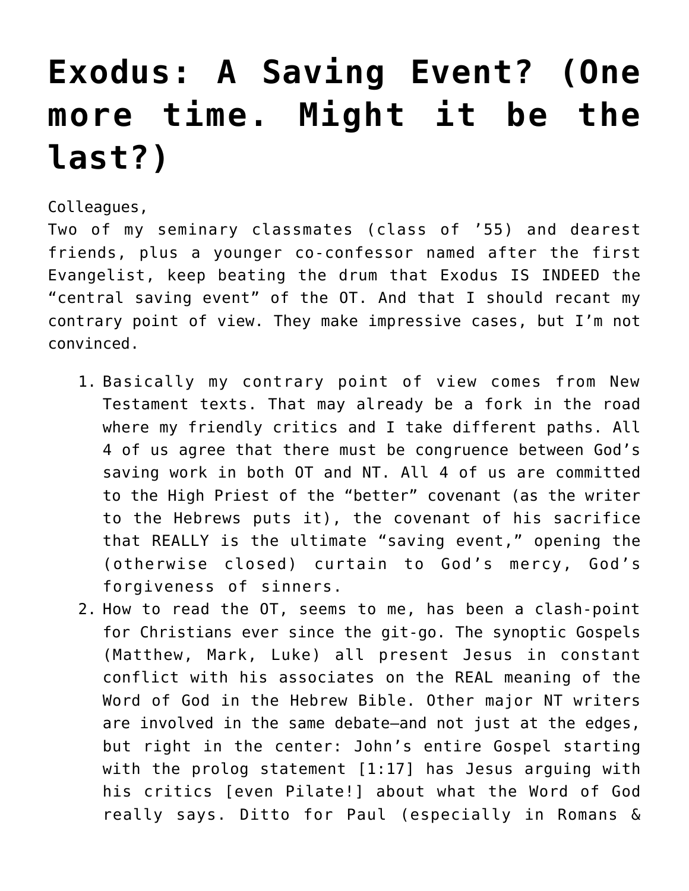# Exodus: A Saving Event? (One more time. Might it be the last?)

Colleagues,
Two of my seminary classmates (class of '55) and dearest friends, plus a younger co-confessor named after the first Evangelist, keep beating the drum that Exodus IS INDEED the "central saving event" of the OT. And that I should recant my contrary point of view. They make impressive cases, but I'm not convinced.

1. Basically my contrary point of view comes from New Testament texts. That may already be a fork in the road where my friendly critics and I take different paths. All 4 of us agree that there must be congruence between God's saving work in both OT and NT. All 4 of us are committed to the High Priest of the "better" covenant (as the writer to the Hebrews puts it), the covenant of his sacrifice that REALLY is the ultimate "saving event," opening the (otherwise closed) curtain to God's mercy, God's forgiveness of sinners.
2. How to read the OT, seems to me, has been a clash-point for Christians ever since the git-go. The synoptic Gospels (Matthew, Mark, Luke) all present Jesus in constant conflict with his associates on the REAL meaning of the Word of God in the Hebrew Bible. Other major NT writers are involved in the same debate—and not just at the edges, but right in the center: John's entire Gospel starting with the prolog statement [1:17] has Jesus arguing with his critics [even Pilate!] about what the Word of God really says. Ditto for Paul (especially in Romans &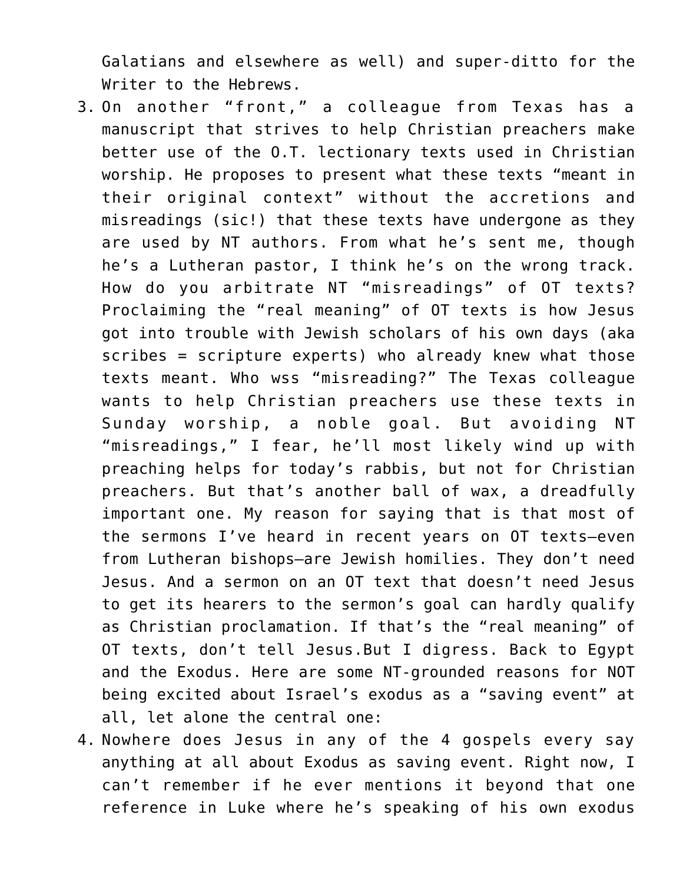Galatians and elsewhere as well) and super-ditto for the Writer to the Hebrews.

3. On another "front," a colleague from Texas has a manuscript that strives to help Christian preachers make better use of the O.T. lectionary texts used in Christian worship. He proposes to present what these texts "meant in their original context" without the accretions and misreadings (sic!) that these texts have undergone as they are used by NT authors. From what he's sent me, though he's a Lutheran pastor, I think he's on the wrong track. How do you arbitrate NT "misreadings" of OT texts? Proclaiming the "real meaning" of OT texts is how Jesus got into trouble with Jewish scholars of his own days (aka scribes = scripture experts) who already knew what those texts meant. Who wss "misreading?" The Texas colleague wants to help Christian preachers use these texts in Sunday worship, a noble goal. But avoiding NT "misreadings," I fear, he'll most likely wind up with preaching helps for today's rabbis, but not for Christian preachers. But that's another ball of wax, a dreadfully important one. My reason for saying that is that most of the sermons I've heard in recent years on OT texts—even from Lutheran bishops—are Jewish homilies. They don't need Jesus. And a sermon on an OT text that doesn't need Jesus to get its hearers to the sermon's goal can hardly qualify as Christian proclamation. If that's the "real meaning" of OT texts, don't tell Jesus.But I digress. Back to Egypt and the Exodus. Here are some NT-grounded reasons for NOT being excited about Israel's exodus as a "saving event" at all, let alone the central one:
4. Nowhere does Jesus in any of the 4 gospels every say anything at all about Exodus as saving event. Right now, I can't remember if he ever mentions it beyond that one reference in Luke where he's speaking of his own exodus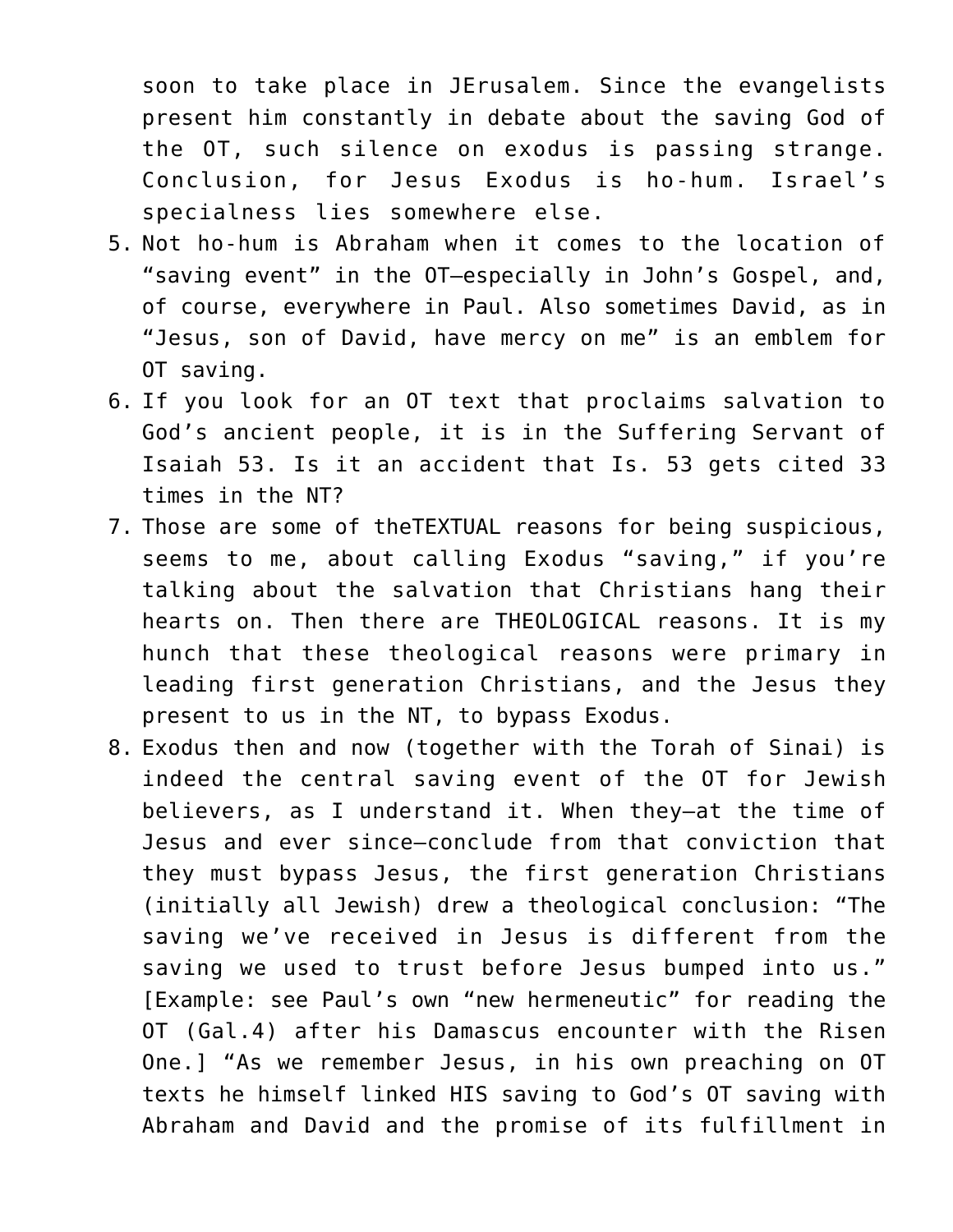soon to take place in JErusalem. Since the evangelists present him constantly in debate about the saving God of the OT, such silence on exodus is passing strange. Conclusion, for Jesus Exodus is ho-hum. Israel's specialness lies somewhere else.

5. Not ho-hum is Abraham when it comes to the location of "saving event" in the OT—especially in John's Gospel, and, of course, everywhere in Paul. Also sometimes David, as in "Jesus, son of David, have mercy on me" is an emblem for OT saving.
6. If you look for an OT text that proclaims salvation to God's ancient people, it is in the Suffering Servant of Isaiah 53. Is it an accident that Is. 53 gets cited 33 times in the NT?
7. Those are some of theTEXTUAL reasons for being suspicious, seems to me, about calling Exodus "saving," if you're talking about the salvation that Christians hang their hearts on. Then there are THEOLOGICAL reasons. It is my hunch that these theological reasons were primary in leading first generation Christians, and the Jesus they present to us in the NT, to bypass Exodus.
8. Exodus then and now (together with the Torah of Sinai) is indeed the central saving event of the OT for Jewish believers, as I understand it. When they—at the time of Jesus and ever since—conclude from that conviction that they must bypass Jesus, the first generation Christians (initially all Jewish) drew a theological conclusion: "The saving we've received in Jesus is different from the saving we used to trust before Jesus bumped into us." [Example: see Paul's own "new hermeneutic" for reading the OT (Gal.4) after his Damascus encounter with the Risen One.] "As we remember Jesus, in his own preaching on OT texts he himself linked HIS saving to God's OT saving with Abraham and David and the promise of its fulfillment in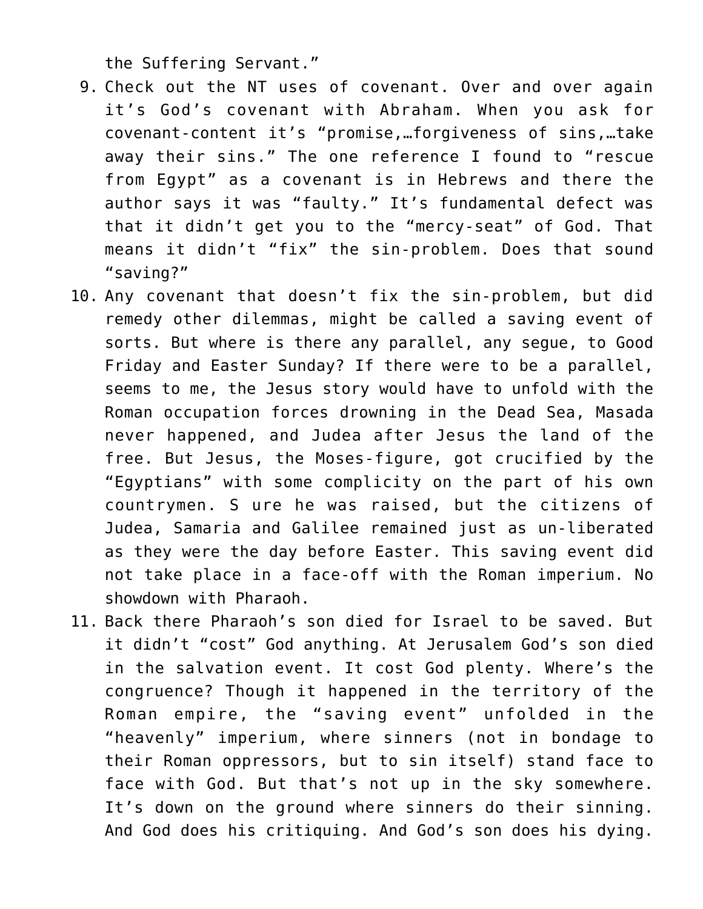the Suffering Servant."

9. Check out the NT uses of covenant. Over and over again it's God's covenant with Abraham. When you ask for covenant-content it's "promise,…forgiveness of sins,…take away their sins." The one reference I found to "rescue from Egypt" as a covenant is in Hebrews and there the author says it was "faulty." It's fundamental defect was that it didn't get you to the "mercy-seat" of God. That means it didn't "fix" the sin-problem. Does that sound "saving?"
10. Any covenant that doesn't fix the sin-problem, but did remedy other dilemmas, might be called a saving event of sorts. But where is there any parallel, any segue, to Good Friday and Easter Sunday? If there were to be a parallel, seems to me, the Jesus story would have to unfold with the Roman occupation forces drowning in the Dead Sea, Masada never happened, and Judea after Jesus the land of the free. But Jesus, the Moses-figure, got crucified by the "Egyptians" with some complicity on the part of his own countrymen. S ure he was raised, but the citizens of Judea, Samaria and Galilee remained just as un-liberated as they were the day before Easter. This saving event did not take place in a face-off with the Roman imperium. No showdown with Pharaoh.
11. Back there Pharaoh's son died for Israel to be saved. But it didn't "cost" God anything. At Jerusalem God's son died in the salvation event. It cost God plenty. Where's the congruence? Though it happened in the territory of the Roman empire, the "saving event" unfolded in the "heavenly" imperium, where sinners (not in bondage to their Roman oppressors, but to sin itself) stand face to face with God. But that's not up in the sky somewhere. It's down on the ground where sinners do their sinning. And God does his critiquing. And God's son does his dying.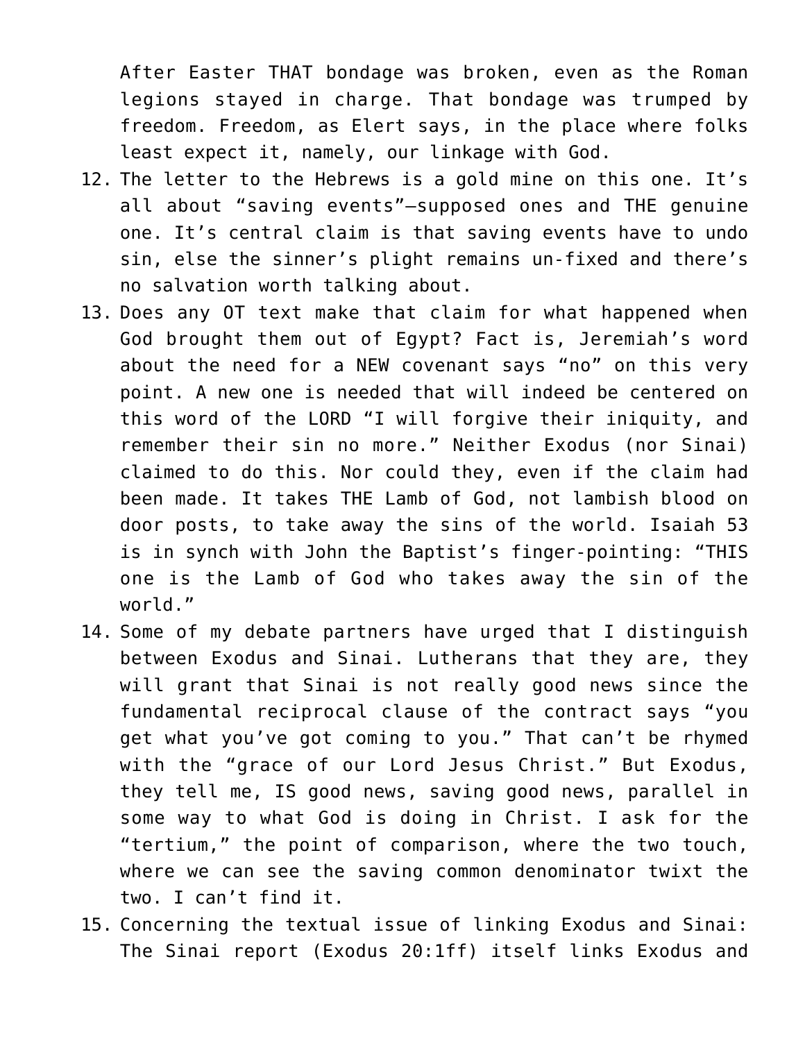After Easter THAT bondage was broken, even as the Roman legions stayed in charge. That bondage was trumped by freedom. Freedom, as Elert says, in the place where folks least expect it, namely, our linkage with God.

12. The letter to the Hebrews is a gold mine on this one. It's all about "saving events"—supposed ones and THE genuine one. It's central claim is that saving events have to undo sin, else the sinner's plight remains un-fixed and there's no salvation worth talking about.
13. Does any OT text make that claim for what happened when God brought them out of Egypt? Fact is, Jeremiah's word about the need for a NEW covenant says "no" on this very point. A new one is needed that will indeed be centered on this word of the LORD "I will forgive their iniquity, and remember their sin no more." Neither Exodus (nor Sinai) claimed to do this. Nor could they, even if the claim had been made. It takes THE Lamb of God, not lambish blood on door posts, to take away the sins of the world. Isaiah 53 is in synch with John the Baptist's finger-pointing: "THIS one is the Lamb of God who takes away the sin of the world."
14. Some of my debate partners have urged that I distinguish between Exodus and Sinai. Lutherans that they are, they will grant that Sinai is not really good news since the fundamental reciprocal clause of the contract says "you get what you've got coming to you." That can't be rhymed with the "grace of our Lord Jesus Christ." But Exodus, they tell me, IS good news, saving good news, parallel in some way to what God is doing in Christ. I ask for the "tertium," the point of comparison, where the two touch, where we can see the saving common denominator twixt the two. I can't find it.
15. Concerning the textual issue of linking Exodus and Sinai: The Sinai report (Exodus 20:1ff) itself links Exodus and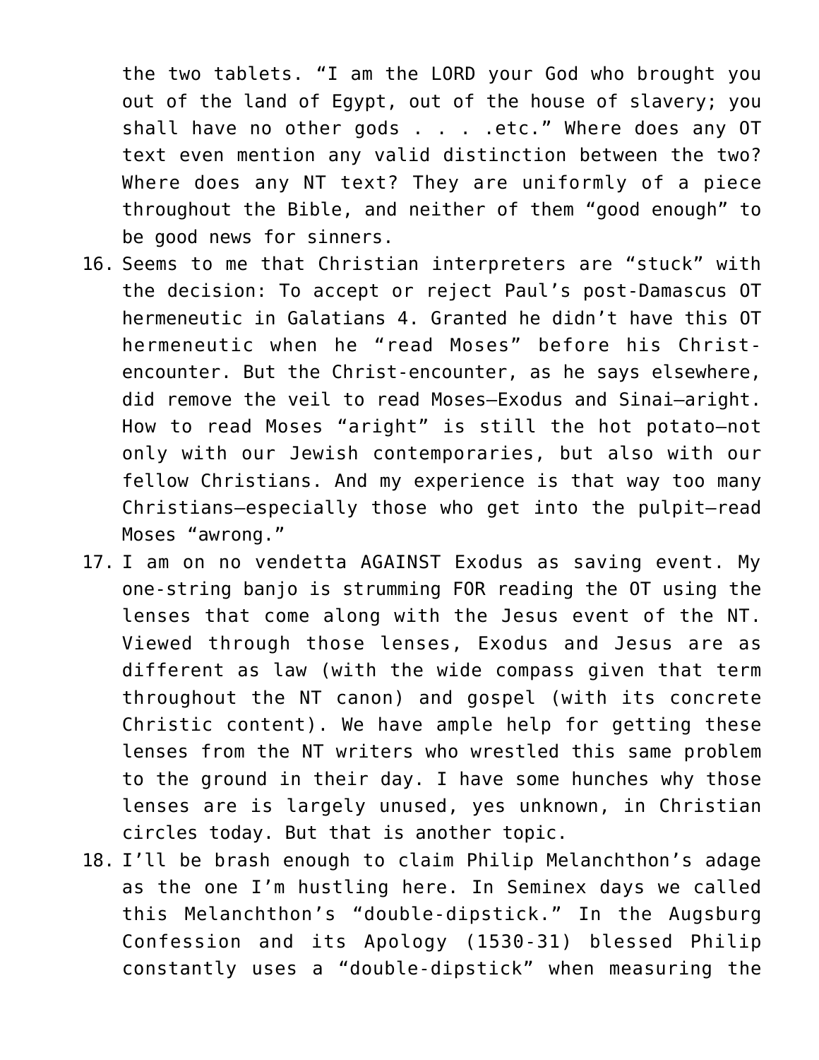the two tablets. "I am the LORD your God who brought you out of the land of Egypt, out of the house of slavery; you shall have no other gods . . . .etc." Where does any OT text even mention any valid distinction between the two? Where does any NT text? They are uniformly of a piece throughout the Bible, and neither of them "good enough" to be good news for sinners.

16. Seems to me that Christian interpreters are "stuck" with the decision: To accept or reject Paul's post-Damascus OT hermeneutic in Galatians 4. Granted he didn't have this OT hermeneutic when he "read Moses" before his Christ-encounter. But the Christ-encounter, as he says elsewhere, did remove the veil to read Moses—Exodus and Sinai—aright. How to read Moses "aright" is still the hot potato—not only with our Jewish contemporaries, but also with our fellow Christians. And my experience is that way too many Christians—especially those who get into the pulpit—read Moses "awrong."
17. I am on no vendetta AGAINST Exodus as saving event. My one-string banjo is strumming FOR reading the OT using the lenses that come along with the Jesus event of the NT. Viewed through those lenses, Exodus and Jesus are as different as law (with the wide compass given that term throughout the NT canon) and gospel (with its concrete Christic content). We have ample help for getting these lenses from the NT writers who wrestled this same problem to the ground in their day. I have some hunches why those lenses are is largely unused, yes unknown, in Christian circles today. But that is another topic.
18. I'll be brash enough to claim Philip Melanchthon's adage as the one I'm hustling here. In Seminex days we called this Melanchthon's "double-dipstick." In the Augsburg Confession and its Apology (1530-31) blessed Philip constantly uses a "double-dipstick" when measuring the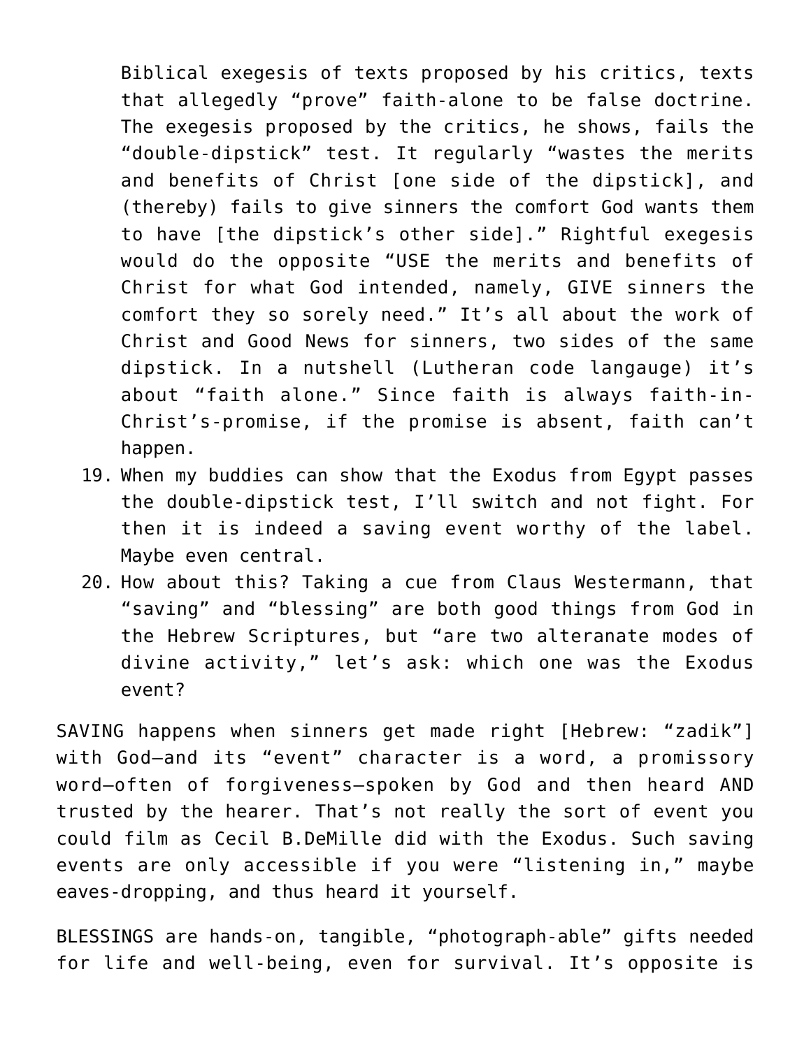Biblical exegesis of texts proposed by his critics, texts that allegedly "prove" faith-alone to be false doctrine. The exegesis proposed by the critics, he shows, fails the "double-dipstick" test. It regularly "wastes the merits and benefits of Christ [one side of the dipstick], and (thereby) fails to give sinners the comfort God wants them to have [the dipstick's other side]." Rightful exegesis would do the opposite "USE the merits and benefits of Christ for what God intended, namely, GIVE sinners the comfort they so sorely need." It's all about the work of Christ and Good News for sinners, two sides of the same dipstick. In a nutshell (Lutheran code langauge) it's about "faith alone." Since faith is always faith-in-Christ's-promise, if the promise is absent, faith can't happen.

19. When my buddies can show that the Exodus from Egypt passes the double-dipstick test, I'll switch and not fight. For then it is indeed a saving event worthy of the label. Maybe even central.
20. How about this? Taking a cue from Claus Westermann, that "saving" and "blessing" are both good things from God in the Hebrew Scriptures, but "are two alteranate modes of divine activity," let's ask: which one was the Exodus event?

SAVING happens when sinners get made right [Hebrew: "zadik"] with God—and its "event" character is a word, a promissory word—often of forgiveness—spoken by God and then heard AND trusted by the hearer. That's not really the sort of event you could film as Cecil B.DeMille did with the Exodus. Such saving events are only accessible if you were "listening in," maybe eaves-dropping, and thus heard it yourself.

BLESSINGS are hands-on, tangible, "photograph-able" gifts needed for life and well-being, even for survival. It's opposite is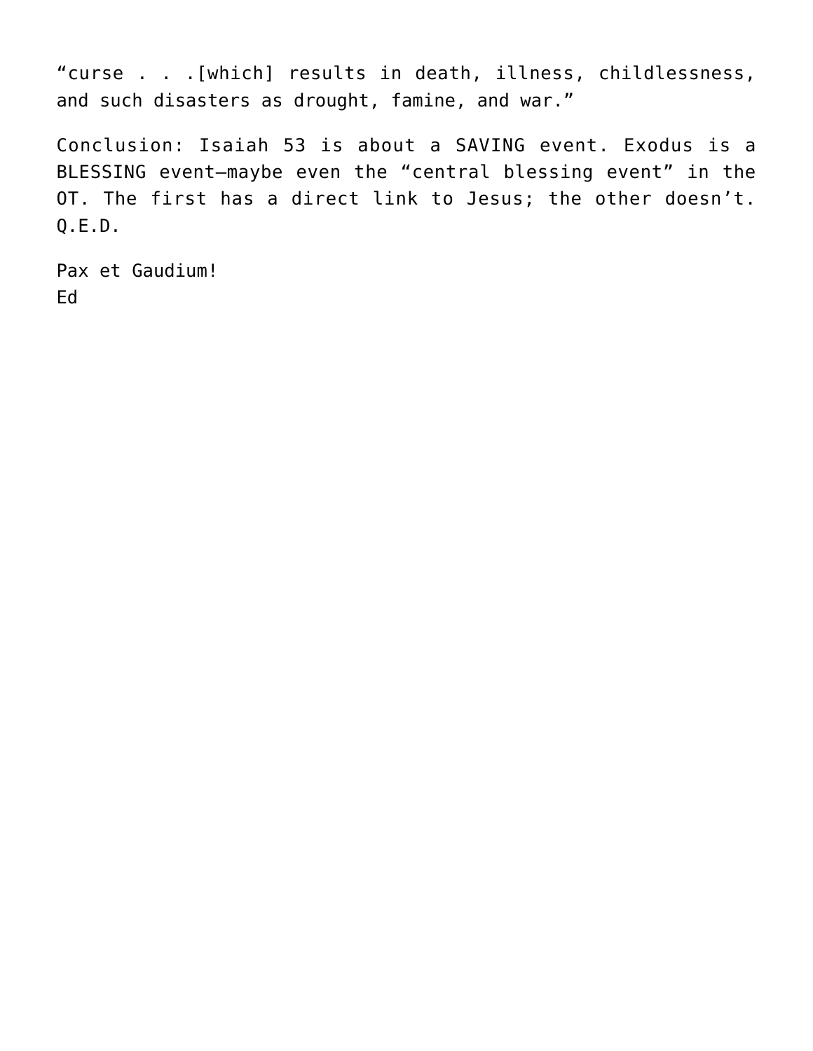"curse . . .[which] results in death, illness, childlessness, and such disasters as drought, famine, and war."

Conclusion: Isaiah 53 is about a SAVING event. Exodus is a BLESSING event—maybe even the "central blessing event" in the OT. The first has a direct link to Jesus; the other doesn't. Q.E.D.

Pax et Gaudium!
Ed